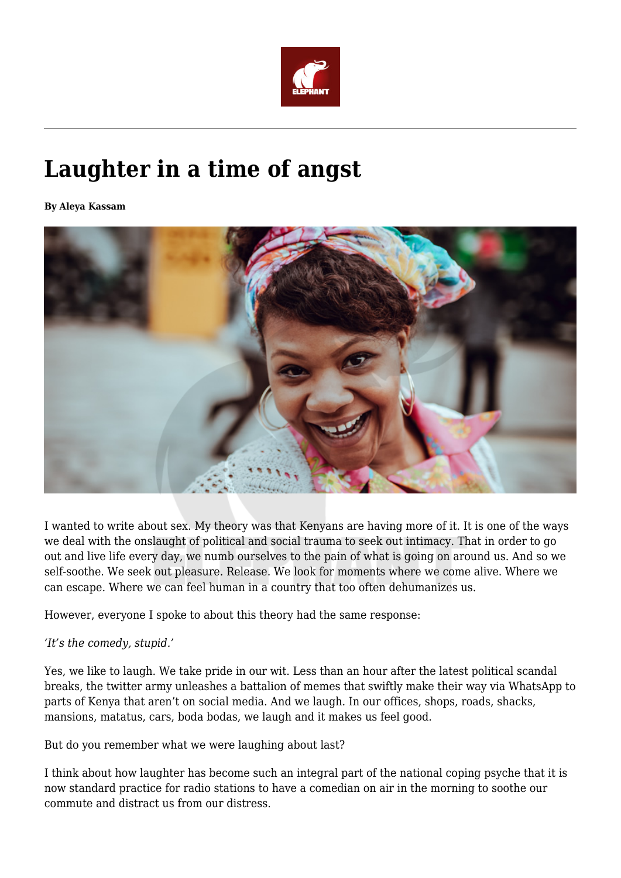# Laughter in a time of angst

**By Aleya Kassam**

I wanted to write about sex. My theory was that Kenyans are having more of it. It is one of the ways we deal with the onslaught of political and social trauma to seek out intimacy. That in order to go out and live life every day, we numb ourselves to the pain of what is going on around us. And so we self-soothe. We seek out pleasure. Release. We look for moments where we come alive. Where we can escape. Where we can feel human in a country that too often dehumanizes us.

However, everyone I spoke to about this theory had the same response:

*'It's the comedy, stupid.'*

Yes, we like to laugh. We take pride in our wit. Less than an hour after the latest political scandal breaks, the twitter army unleashes a battalion of memes that swiftly make their way via WhatsApp to parts of Kenya that aren't on social media. And we laugh. In our offices, shops, roads, shacks, mansions, matatus, cars, boda bodas, we laugh and it makes us feel good.

But do you remember what we were laughing about last?

I think about how laughter has become such an integral part of the national coping psyche that it is now standard practice for radio stations to have a comedian on air in the morning to soothe our commute and distract us from our distress.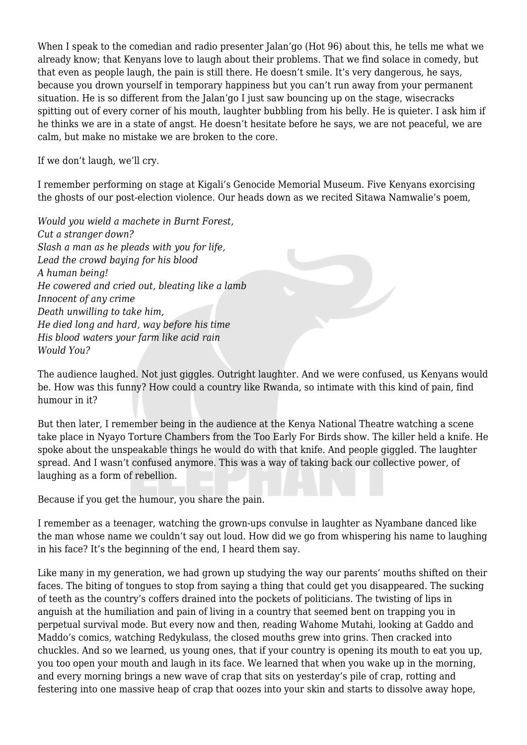When I speak to the comedian and radio presenter Jalan'go (Hot 96) about this, he tells me what we already know; that Kenyans love to laugh about their problems. That we find solace in comedy, but that even as people laugh, the pain is still there. He doesn't smile. It's very dangerous, he says, because you drown yourself in temporary happiness but you can't run away from your permanent situation. He is so different from the Jalan'go I just saw bouncing up on the stage, wisecracks spitting out of every corner of his mouth, laughter bubbling from his belly. He is quieter. I ask him if he thinks we are in a state of angst. He doesn't hesitate before he says, we are not peaceful, we are calm, but make no mistake we are broken to the core.

If we don't laugh, we'll cry.

I remember performing on stage at Kigali's Genocide Memorial Museum. Five Kenyans exorcising the ghosts of our post-election violence. Our heads down as we recited Sitawa Namwalie's poem,

*Would you wield a machete in Burnt Forest,*
*Cut a stranger down?*
*Slash a man as he pleads with you for life,*
*Lead the crowd baying for his blood*
*A human being!*
*He cowered and cried out, bleating like a lamb*
*Innocent of any crime*
*Death unwilling to take him,*
*He died long and hard, way before his time*
*His blood waters your farm like acid rain*
*Would You?*

The audience laughed. Not just giggles. Outright laughter. And we were confused, us Kenyans would be. How was this funny? How could a country like Rwanda, so intimate with this kind of pain, find humour in it?

But then later, I remember being in the audience at the Kenya National Theatre watching a scene take place in Nyayo Torture Chambers from the Too Early For Birds show. The killer held a knife. He spoke about the unspeakable things he would do with that knife. And people giggled. The laughter spread. And I wasn't confused anymore. This was a way of taking back our collective power, of laughing as a form of rebellion.

Because if you get the humour, you share the pain.

I remember as a teenager, watching the grown-ups convulse in laughter as Nyambane danced like the man whose name we couldn't say out loud. How did we go from whispering his name to laughing in his face? It's the beginning of the end, I heard them say.

Like many in my generation, we had grown up studying the way our parents' mouths shifted on their faces. The biting of tongues to stop from saying a thing that could get you disappeared. The sucking of teeth as the country's coffers drained into the pockets of politicians. The twisting of lips in anguish at the humiliation and pain of living in a country that seemed bent on trapping you in perpetual survival mode. But every now and then, reading Wahome Mutahi, looking at Gaddo and Maddo's comics, watching Redykulass, the closed mouths grew into grins. Then cracked into chuckles. And so we learned, us young ones, that if your country is opening its mouth to eat you up, you too open your mouth and laugh in its face. We learned that when you wake up in the morning, and every morning brings a new wave of crap that sits on yesterday's pile of crap, rotting and festering into one massive heap of crap that oozes into your skin and starts to dissolve away hope,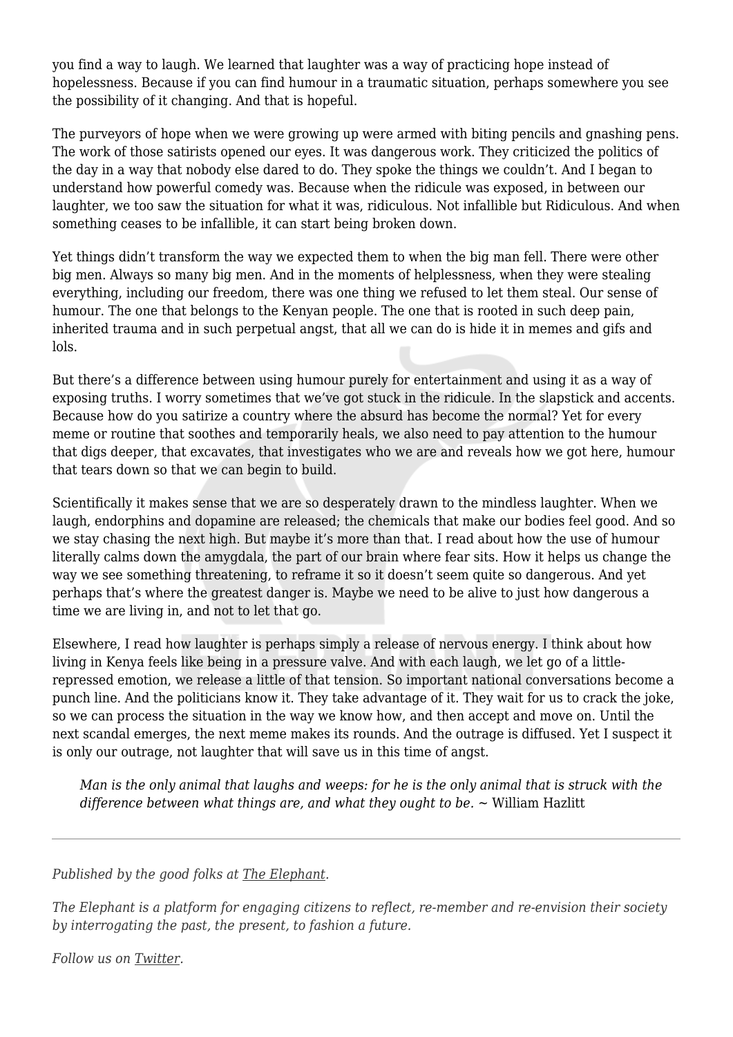you find a way to laugh. We learned that laughter was a way of practicing hope instead of hopelessness. Because if you can find humour in a traumatic situation, perhaps somewhere you see the possibility of it changing. And that is hopeful.

The purveyors of hope when we were growing up were armed with biting pencils and gnashing pens. The work of those satirists opened our eyes. It was dangerous work. They criticized the politics of the day in a way that nobody else dared to do. They spoke the things we couldn't. And I began to understand how powerful comedy was. Because when the ridicule was exposed, in between our laughter, we too saw the situation for what it was, ridiculous. Not infallible but Ridiculous. And when something ceases to be infallible, it can start being broken down.

Yet things didn't transform the way we expected them to when the big man fell. There were other big men. Always so many big men. And in the moments of helplessness, when they were stealing everything, including our freedom, there was one thing we refused to let them steal. Our sense of humour. The one that belongs to the Kenyan people. The one that is rooted in such deep pain, inherited trauma and in such perpetual angst, that all we can do is hide it in memes and gifs and lols.

But there's a difference between using humour purely for entertainment and using it as a way of exposing truths. I worry sometimes that we've got stuck in the ridicule. In the slapstick and accents. Because how do you satirize a country where the absurd has become the normal? Yet for every meme or routine that soothes and temporarily heals, we also need to pay attention to the humour that digs deeper, that excavates, that investigates who we are and reveals how we got here, humour that tears down so that we can begin to build.

Scientifically it makes sense that we are so desperately drawn to the mindless laughter. When we laugh, endorphins and dopamine are released; the chemicals that make our bodies feel good. And so we stay chasing the next high. But maybe it's more than that. I read about how the use of humour literally calms down the amygdala, the part of our brain where fear sits. How it helps us change the way we see something threatening, to reframe it so it doesn't seem quite so dangerous. And yet perhaps that's where the greatest danger is. Maybe we need to be alive to just how dangerous a time we are living in, and not to let that go.

Elsewhere, I read how laughter is perhaps simply a release of nervous energy. I think about how living in Kenya feels like being in a pressure valve. And with each laugh, we let go of a little-repressed emotion, we release a little of that tension. So important national conversations become a punch line. And the politicians know it. They take advantage of it. They wait for us to crack the joke, so we can process the situation in the way we know how, and then accept and move on. Until the next scandal emerges, the next meme makes its rounds. And the outrage is diffused. Yet I suspect it is only our outrage, not laughter that will save us in this time of angst.

> *Man is the only animal that laughs and weeps: for he is the only animal that is struck with the difference between what things are, and what they ought to be.* ~ William Hazlitt

---

*Published by the good folks at The Elephant.*

*The Elephant is a platform for engaging citizens to reflect, re-member and re-envision their society by interrogating the past, the present, to fashion a future.*

*Follow us on Twitter.*